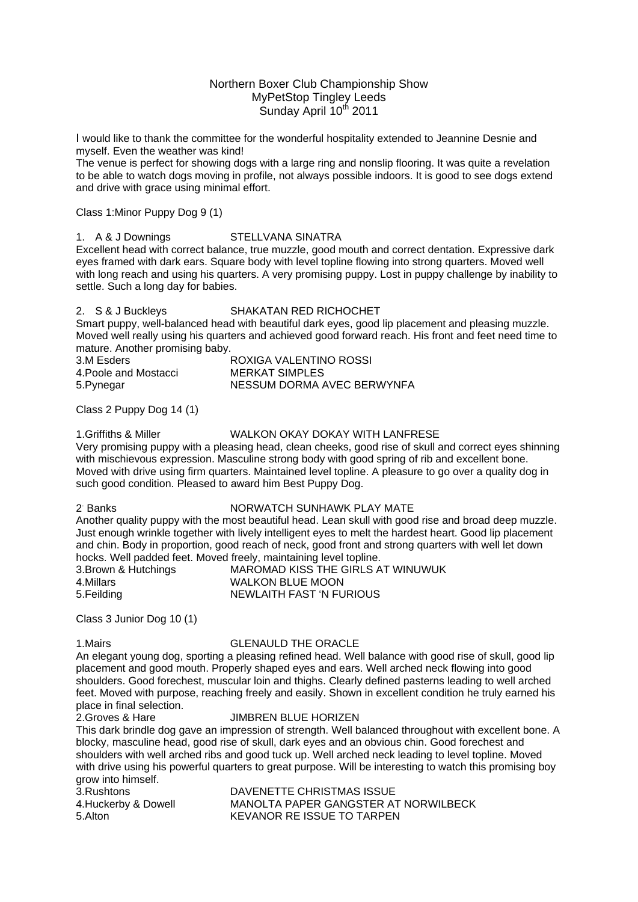Northern Boxer Club Championship Show
MyPetStop Tingley Leeds
Sunday April 10th 2011

I would like to thank the committee for the wonderful hospitality extended to Jeannine Desnie and myself. Even the weather was kind!
The venue is perfect for showing dogs with a large ring and nonslip flooring. It was quite a revelation to be able to watch dogs moving in profile, not always possible indoors. It is good to see dogs extend and drive with grace using minimal effort.

Class 1:Minor Puppy Dog 9 (1)

1. A & J Downings STELLVANA SINATRA
Excellent head with correct balance, true muzzle, good mouth and correct dentation. Expressive dark eyes framed with dark ears. Square body with level topline flowing into strong quarters. Moved well with long reach and using his quarters. A very promising puppy. Lost in puppy challenge by inability to settle. Such a long day for babies.

2. S & J Buckleys SHAKATAN RED RICHOCHET
Smart puppy, well-balanced head with beautiful dark eyes, good lip placement and pleasing muzzle. Moved well really using his quarters and achieved good forward reach. His front and feet need time to mature. Another promising baby.
3.M Esders ROXIGA VALENTINO ROSSI
4.Poole and Mostacci MERKAT SIMPLES
5.Pynegar NESSUM DORMA AVEC BERWYNFA

Class 2 Puppy Dog 14 (1)

1.Griffiths & Miller WALKON OKAY DOKAY WITH LANFRESE
Very promising puppy with a pleasing head, clean cheeks, good rise of skull and correct eyes shinning with mischievous expression. Masculine strong body with good spring of rib and excellent bone. Moved with drive using firm quarters. Maintained level topline. A pleasure to go over a quality dog in such good condition. Pleased to award him Best Puppy Dog.

2. Banks NORWATCH SUNHAWK PLAY MATE
Another quality puppy with the most beautiful head. Lean skull with good rise and broad deep muzzle. Just enough wrinkle together with lively intelligent eyes to melt the hardest heart. Good lip placement and chin. Body in proportion, good reach of neck, good front and strong quarters with well let down hocks. Well padded feet. Moved freely, maintaining level topline.
3.Brown & Hutchings MAROMAD KISS THE GIRLS AT WINUWUK
4.Millars WALKON BLUE MOON
5.Feilding NEWLAITH FAST 'N FURIOUS

Class 3 Junior Dog 10 (1)

1.Mairs GLENAULD THE ORACLE
An elegant young dog, sporting a pleasing refined head. Well balance with good rise of skull, good lip placement and good mouth. Properly shaped eyes and ears. Well arched neck flowing into good shoulders. Good forechest, muscular loin and thighs. Clearly defined pasterns leading to well arched feet. Moved with purpose, reaching freely and easily. Shown in excellent condition he truly earned his place in final selection.
2.Groves & Hare JIMBREN BLUE HORIZEN
This dark brindle dog gave an impression of strength. Well balanced throughout with excellent bone. A blocky, masculine head, good rise of skull, dark eyes and an obvious chin. Good forechest and shoulders with well arched ribs and good tuck up. Well arched neck leading to level topline. Moved with drive using his powerful quarters to great purpose. Will be interesting to watch this promising boy grow into himself.
3.Rushtons DAVENETTE CHRISTMAS ISSUE
4.Huckerby & Dowell MANOLTA PAPER GANGSTER AT NORWILBECK
5.Alton KEVANOR RE ISSUE TO TARPEN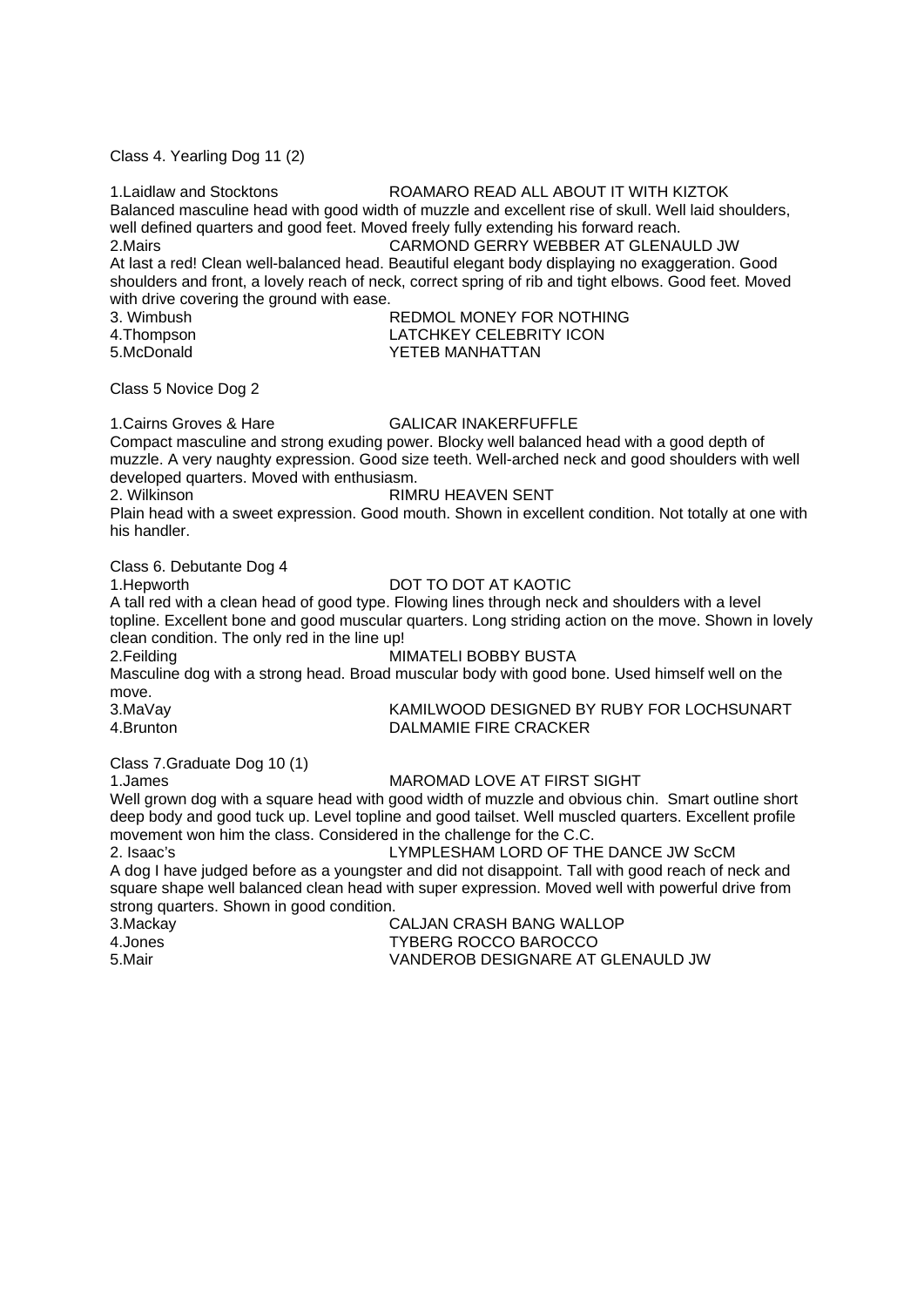Class 4. Yearling Dog 11 (2)

1.Laidlaw and Stocktons ROAMARO READ ALL ABOUT IT WITH KIZTOK
Balanced masculine head with good width of muzzle and excellent rise of skull. Well laid shoulders, well defined quarters and good feet. Moved freely fully extending his forward reach.
2.Mairs CARMOND GERRY WEBBER AT GLENAULD JW
At last a red! Clean well-balanced head. Beautiful elegant body displaying no exaggeration. Good shoulders and front, a lovely reach of neck, correct spring of rib and tight elbows. Good feet. Moved with drive covering the ground with ease.
3. Wimbush REDMOL MONEY FOR NOTHING
4.Thompson LATCHKEY CELEBRITY ICON
5.McDonald YETEB MANHATTAN

Class 5 Novice Dog 2

1.Cairns Groves & Hare GALICAR INAKERFUFFLE
Compact masculine and strong exuding power. Blocky well balanced head with a good depth of muzzle. A very naughty expression. Good size teeth. Well-arched neck and good shoulders with well developed quarters. Moved with enthusiasm.
2. Wilkinson RIMRU HEAVEN SENT
Plain head with a sweet expression. Good mouth. Shown in excellent condition. Not totally at one with his handler.

Class 6. Debutante Dog 4
1.Hepworth DOT TO DOT AT KAOTIC
A tall red with a clean head of good type. Flowing lines through neck and shoulders with a level topline. Excellent bone and good muscular quarters. Long striding action on the move. Shown in lovely clean condition. The only red in the line up!
2.Feilding MIMATELI BOBBY BUSTA
Masculine dog with a strong head. Broad muscular body with good bone. Used himself well on the move.
3.MaVay KAMILWOOD DESIGNED BY RUBY FOR LOCHSUNART
4.Brunton DALMAMIE FIRE CRACKER

Class 7.Graduate Dog 10 (1)
1.James MAROMAD LOVE AT FIRST SIGHT
Well grown dog with a square head with good width of muzzle and obvious chin. Smart outline short deep body and good tuck up. Level topline and good tailset. Well muscled quarters. Excellent profile movement won him the class. Considered in the challenge for the C.C.
2. Isaac's LYMPLESHAM LORD OF THE DANCE JW ScCM
A dog I have judged before as a youngster and did not disappoint. Tall with good reach of neck and square shape well balanced clean head with super expression. Moved well with powerful drive from strong quarters. Shown in good condition.
3.Mackay CALJAN CRASH BANG WALLOP
4.Jones TYBERG ROCCO BAROCCO
5.Mair VANDEROB DESIGNARE AT GLENAULD JW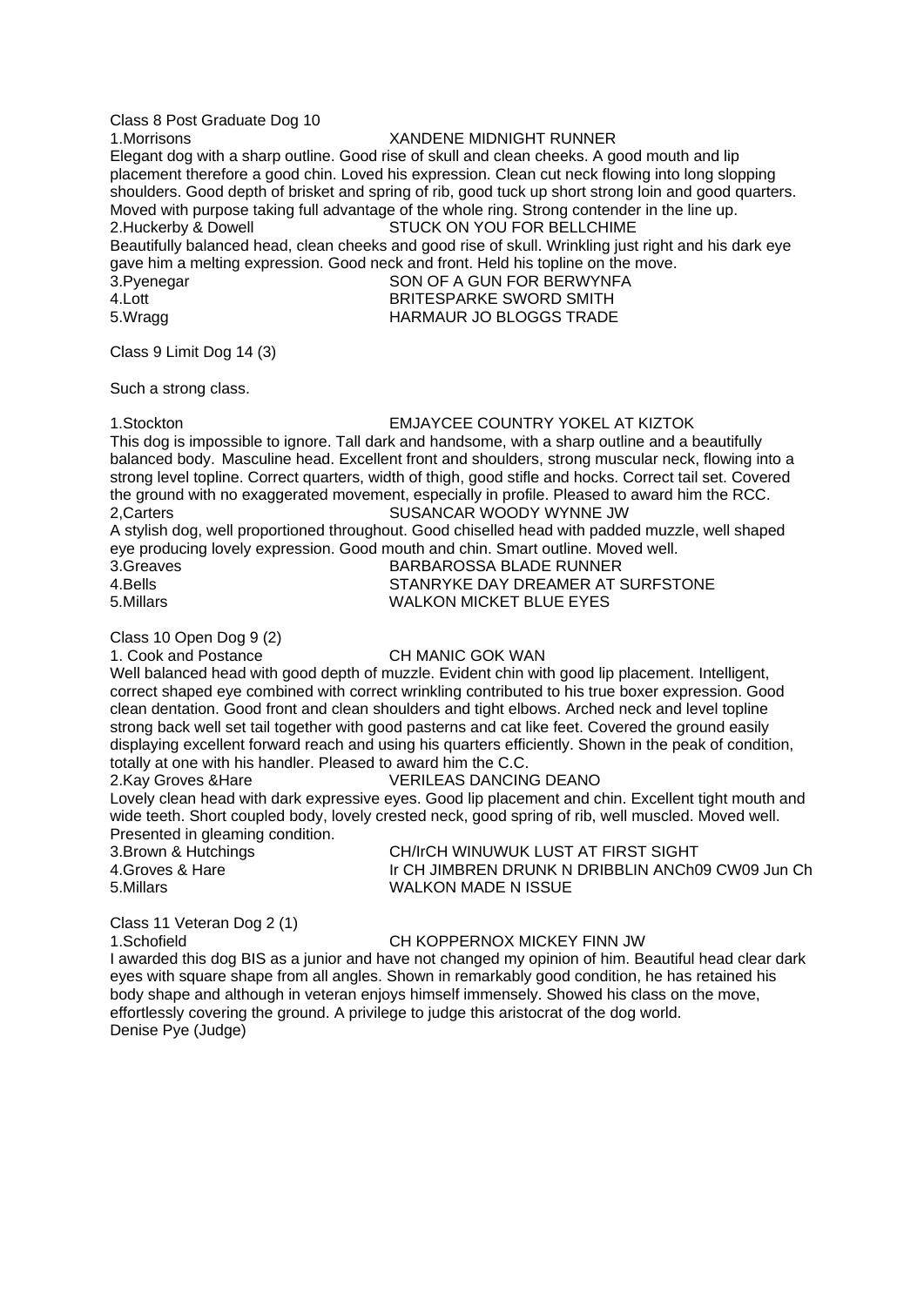Class 8 Post Graduate Dog 10

1.Morrisons XANDENE MIDNIGHT RUNNER

Elegant dog with a sharp outline. Good rise of skull and clean cheeks. A good mouth and lip placement therefore a good chin. Loved his expression. Clean cut neck flowing into long slopping shoulders. Good depth of brisket and spring of rib, good tuck up short strong loin and good quarters. Moved with purpose taking full advantage of the whole ring. Strong contender in the line up.

2.Huckerby & Dowell STUCK ON YOU FOR BELLCHIME

Beautifully balanced head, clean cheeks and good rise of skull. Wrinkling just right and his dark eye gave him a melting expression. Good neck and front. Held his topline on the move.

3.Pyenegar SON OF A GUN FOR BERWYNFA

4.Lott BRITESPARKE SWORD SMITH

5.Wragg HARMAUR JO BLOGGS TRADE

Class 9 Limit Dog 14 (3)

Such a strong class.

1.Stockton EMJAYCEE COUNTRY YOKEL AT KIZTOK

This dog is impossible to ignore. Tall dark and handsome, with a sharp outline and a beautifully balanced body. Masculine head. Excellent front and shoulders, strong muscular neck, flowing into a strong level topline. Correct quarters, width of thigh, good stifle and hocks. Correct tail set. Covered the ground with no exaggerated movement, especially in profile. Pleased to award him the RCC.

2,Carters SUSANCAR WOODY WYNNE JW

A stylish dog, well proportioned throughout. Good chiselled head with padded muzzle, well shaped eye producing lovely expression. Good mouth and chin. Smart outline. Moved well.

3.Greaves BARBAROSSA BLADE RUNNER

4.Bells STANRYKE DAY DREAMER AT SURFSTONE

5.Millars WALKON MICKET BLUE EYES

Class 10 Open Dog 9 (2)

1. Cook and Postance CH MANIC GOK WAN

Well balanced head with good depth of muzzle. Evident chin with good lip placement. Intelligent, correct shaped eye combined with correct wrinkling contributed to his true boxer expression. Good clean dentation. Good front and clean shoulders and tight elbows. Arched neck and level topline strong back well set tail together with good pasterns and cat like feet. Covered the ground easily displaying excellent forward reach and using his quarters efficiently. Shown in the peak of condition, totally at one with his handler. Pleased to award him the C.C.

2.Kay Groves &Hare VERILEAS DANCING DEANO

Lovely clean head with dark expressive eyes. Good lip placement and chin. Excellent tight mouth and wide teeth. Short coupled body, lovely crested neck, good spring of rib, well muscled. Moved well. Presented in gleaming condition.

3.Brown & Hutchings CH/IrCH WINUWUK LUST AT FIRST SIGHT

4.Groves & Hare Ir CH JIMBREN DRUNK N DRIBBLIN ANCh09 CW09 Jun Ch

5.Millars WALKON MADE N ISSUE

Class 11 Veteran Dog 2 (1)

1.Schofield CH KOPPERNOX MICKEY FINN JW

I awarded this dog BIS as a junior and have not changed my opinion of him. Beautiful head clear dark eyes with square shape from all angles. Shown in remarkably good condition, he has retained his body shape and although in veteran enjoys himself immensely. Showed his class on the move, effortlessly covering the ground. A privilege to judge this aristocrat of the dog world.

Denise Pye (Judge)